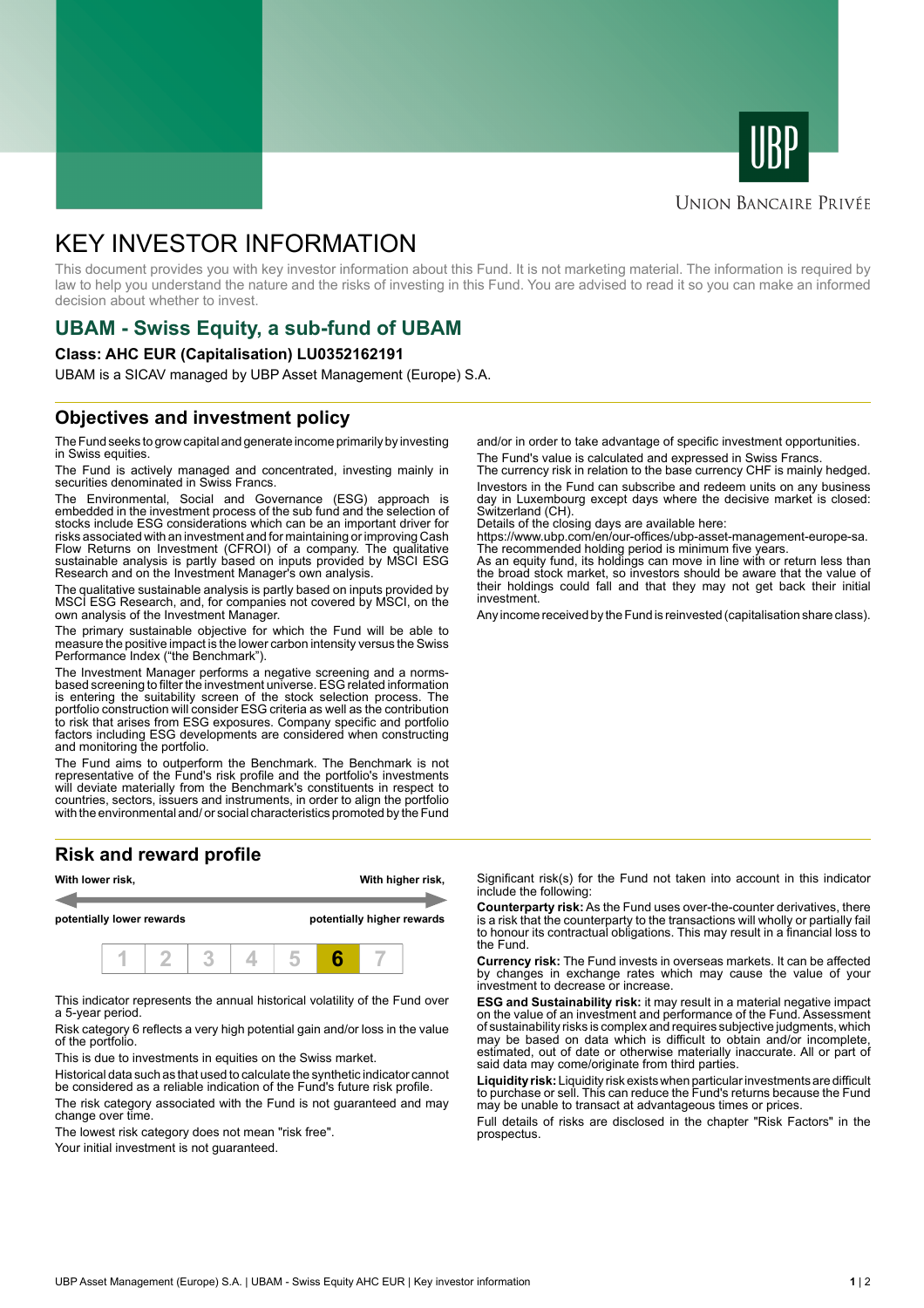UBP

UNION BANCAIRE PRIVÉE

# KEY INVESTOR INFORMATION

This document provides you with key investor information about this Fund. It is not marketing material. The information is required by law to help you understand the nature and the risks of investing in this Fund. You are advised to read it so you can make an informed decision about whether to invest.

## UBAM - Swiss Equity, a sub-fund of UBAM

**Class: AHC EUR (Capitalisation) LU0352162191**

UBAM is a SICAV managed by UBP Asset Management (Europe) S.A.

## Objectives and investment policy

The Fund seeks to grow capital and generate income primarily by investing in Swiss equities.

The Fund is actively managed and concentrated, investing mainly in securities denominated in Swiss Francs.

The Environmental, Social and Governance (ESG) approach is embedded in the investment process of the sub fund and the selection of stocks include ESG considerations which can be an important driver for risks associated with an investment and for maintaining or improving Cash Flow Returns on Investment (CFROI) of a company. The qualitative sustainable analysis is partly based on inputs provided by MSCI ESG Research and on the Investment Manager's own analysis.

The qualitative sustainable analysis is partly based on inputs provided by MSCI ESG Research, and, for companies not covered by MSCI, on the own analysis of the Investment Manager.

The primary sustainable objective for which the Fund will be able to measure the positive impact is the lower carbon intensity versus the Swiss Performance Index ("the Benchmark").

The Investment Manager performs a negative screening and a norms-based screening to filter the investment universe. ESG related information is entering the suitability screen of the stock selection process. The portfolio construction will consider ESG criteria as well as the contribution to risk that arises from ESG exposures. Company specific and portfolio factors including ESG developments are considered when constructing and monitoring the portfolio.

The Fund aims to outperform the Benchmark. The Benchmark is not representative of the Fund's risk profile and the portfolio's investments will deviate materially from the Benchmark's constituents in respect to countries, sectors, issuers and instruments, in order to align the portfolio with the environmental and/ or social characteristics promoted by the Fund and/or in order to take advantage of specific investment opportunities.

The Fund's value is calculated and expressed in Swiss Francs.

The currency risk in relation to the base currency CHF is mainly hedged.

Investors in the Fund can subscribe and redeem units on any business day in Luxembourg except days where the decisive market is closed: Switzerland (CH).

Details of the closing days are available here:
https://www.ubp.com/en/our-offices/ubp-asset-management-europe-sa.

The recommended holding period is minimum five years.

As an equity fund, its holdings can move in line with or return less than the broad stock market, so investors should be aware that the value of their holdings could fall and that they may not get back their initial investment.

Any income received by the Fund is reinvested (capitalisation share class).

## Risk and reward profile

| With lower risk, potentially lower rewards | | | | | | With higher risk, potentially higher rewards |
|---|---|---|---|---|---|---|
| 1 | 2 | 3 | 4 | 5 | **6** | 7 |

This indicator represents the annual historical volatility of the Fund over a 5-year period.

Risk category 6 reflects a very high potential gain and/or loss in the value of the portfolio.

This is due to investments in equities on the Swiss market.

Historical data such as that used to calculate the synthetic indicator cannot be considered as a reliable indication of the Fund's future risk profile.

The risk category associated with the Fund is not guaranteed and may change over time.

The lowest risk category does not mean "risk free".

Your initial investment is not guaranteed.

Significant risk(s) for the Fund not taken into account in this indicator include the following:

**Counterparty risk:** As the Fund uses over-the-counter derivatives, there is a risk that the counterparty to the transactions will wholly or partially fail to honour its contractual obligations. This may result in a financial loss to the Fund.

**Currency risk:** The Fund invests in overseas markets. It can be affected by changes in exchange rates which may cause the value of your investment to decrease or increase.

**ESG and Sustainability risk:** it may result in a material negative impact on the value of an investment and performance of the Fund. Assessment of sustainability risks is complex and requires subjective judgments, which may be based on data which is difficult to obtain and/or incomplete, estimated, out of date or otherwise materially inaccurate. All or part of said data may come/originate from third parties.

**Liquidity risk:** Liquidity risk exists when particular investments are difficult to purchase or sell. This can reduce the Fund's returns because the Fund may be unable to transact at advantageous times or prices.

Full details of risks are disclosed in the chapter "Risk Factors" in the prospectus.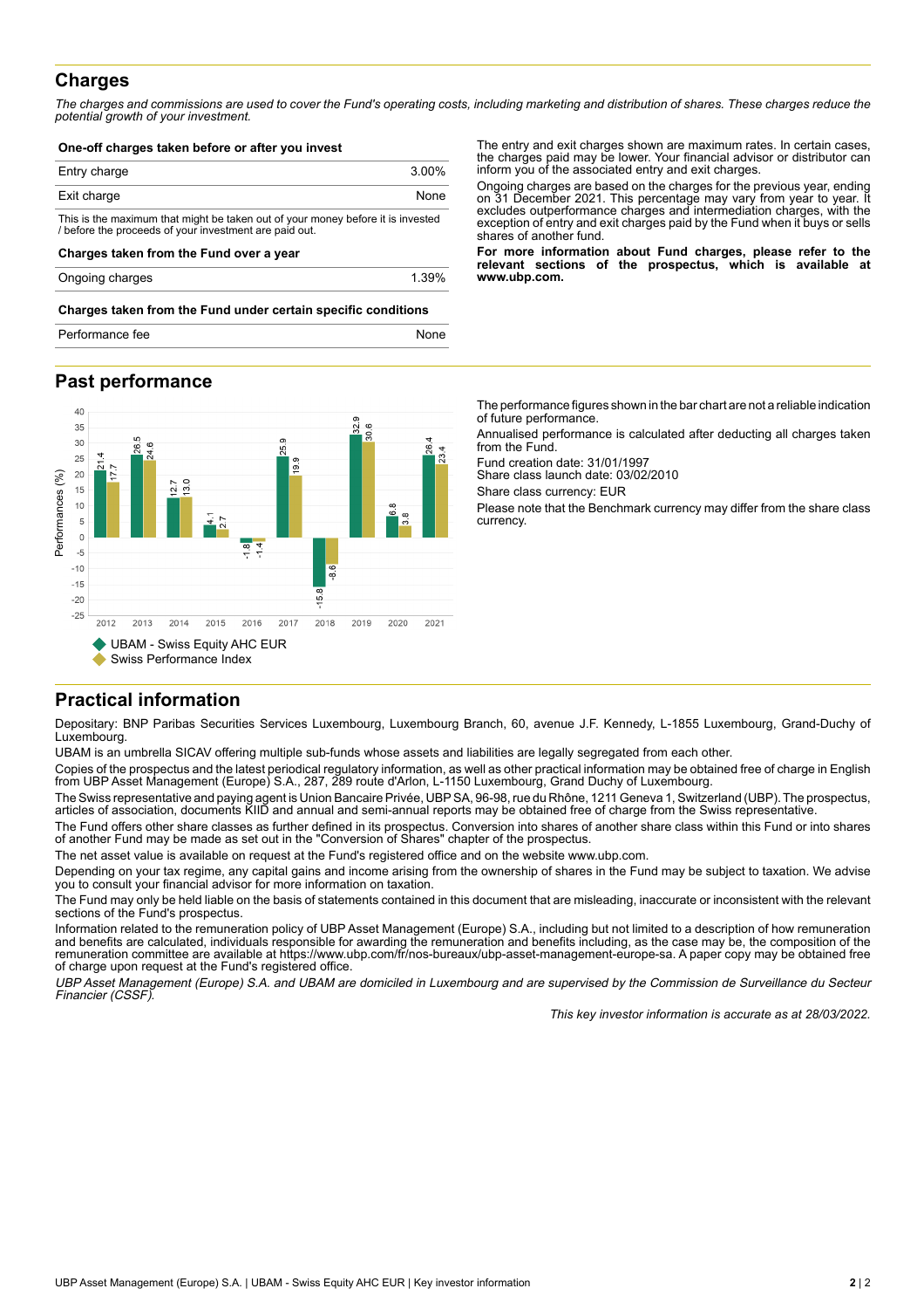## Charges

*The charges and commissions are used to cover the Fund's operating costs, including marketing and distribution of shares. These charges reduce the potential growth of your investment.*

| One-off charges taken before or after you invest | |
|---|---|
| Entry charge | 3.00% |
| Exit charge | None |

This is the maximum that might be taken out of your money before it is invested / before the proceeds of your investment are paid out.

| Charges taken from the Fund over a year | |
|---|---|
| Ongoing charges | 1.39% |

| Charges taken from the Fund under certain specific conditions | |
|---|---|
| Performance fee | None |

The entry and exit charges shown are maximum rates. In certain cases, the charges paid may be lower. Your financial advisor or distributor can inform you of the associated entry and exit charges.

Ongoing charges are based on the charges for the previous year, ending on 31 December 2021. This percentage may vary from year to year. It excludes outperformance charges and intermediation charges, with the exception of entry and exit charges paid by the Fund when it buys or sells shares of another fund.

**For more information about Fund charges, please refer to the relevant sections of the prospectus, which is available at www.ubp.com.**

## Past performance

Performances (%)

40, 35, 30, 25, 20, 15, 10, 5, 0, -5, -10, -15, -20, -25

2012: 21.4, 17.7
2013: 26.5, 24.6
2014: 12.7, 13.0
2015: 4.1, 2.7
2016: -1.8, -1.4
2017: 25.9, 19.9
2018: -15.8, -8.6
2019: 32.9, 30.6
2020: 6.8, 3.8
2021: 26.4, 23.4

UBAM - Swiss Equity AHC EUR
Swiss Performance Index

The performance figures shown in the bar chart are not a reliable indication of future performance.

Annualised performance is calculated after deducting all charges taken from the Fund.

Fund creation date: 31/01/1997
Share class launch date: 03/02/2010

Share class currency: EUR

Please note that the Benchmark currency may differ from the share class currency.

## Practical information

Depositary: BNP Paribas Securities Services Luxembourg, Luxembourg Branch, 60, avenue J.F. Kennedy, L-1855 Luxembourg, Grand-Duchy of Luxembourg.

UBAM is an umbrella SICAV offering multiple sub-funds whose assets and liabilities are legally segregated from each other.

Copies of the prospectus and the latest periodical regulatory information, as well as other practical information may be obtained free of charge in English from UBP Asset Management (Europe) S.A., 287, 289 route d'Arlon, L-1150 Luxembourg, Grand Duchy of Luxembourg.

The Swiss representative and paying agent is Union Bancaire Privée, UBP SA, 96-98, rue du Rhône, 1211 Geneva 1, Switzerland (UBP). The prospectus, articles of association, documents KIID and annual and semi-annual reports may be obtained free of charge from the Swiss representative.

The Fund offers other share classes as further defined in its prospectus. Conversion into shares of another share class within this Fund or into shares of another Fund may be made as set out in the "Conversion of Shares" chapter of the prospectus.

The net asset value is available on request at the Fund's registered office and on the website www.ubp.com.

Depending on your tax regime, any capital gains and income arising from the ownership of shares in the Fund may be subject to taxation. We advise you to consult your financial advisor for more information on taxation.

The Fund may only be held liable on the basis of statements contained in this document that are misleading, inaccurate or inconsistent with the relevant sections of the Fund's prospectus.

Information related to the remuneration policy of UBP Asset Management (Europe) S.A., including but not limited to a description of how remuneration and benefits are calculated, individuals responsible for awarding the remuneration and benefits including, as the case may be, the composition of the remuneration committee are available at https://www.ubp.com/fr/nos-bureaux/ubp-asset-management-europe-sa. A paper copy may be obtained free of charge upon request at the Fund's registered office.

*UBP Asset Management (Europe) S.A. and UBAM are domiciled in Luxembourg and are supervised by the Commission de Surveillance du Secteur Financier (CSSF).*

*This key investor information is accurate as at 28/03/2022.*